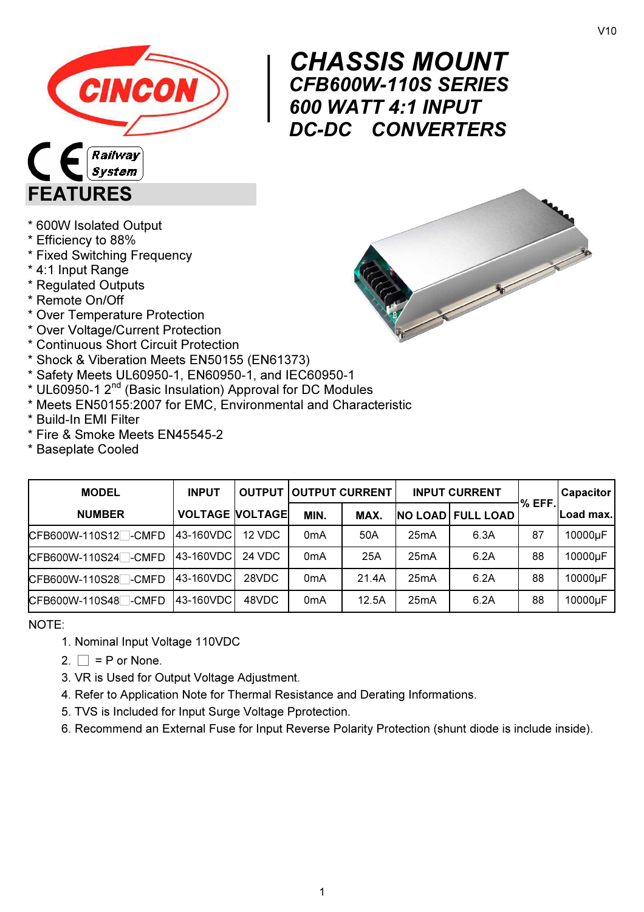V10

# CHASSIS MOUNT
## CFB600W-110S SERIES
## 600 WATT 4:1 INPUT
## DC-DC CONVERTERS

## FEATURES

* 600W Isolated Output
* Efficiency to 88%
* Fixed Switching Frequency
* 4:1 Input Range
* Regulated Outputs
* Remote On/Off
* Over Temperature Protection
* Over Voltage/Current Protection
* Continuous Short Circuit Protection
* Shock & Viberation Meets EN50155 (EN61373)
* Safety Meets UL60950-1, EN60950-1, and IEC60950-1
* UL60950-1 2nd (Basic Insulation) Approval for DC Modules
* Meets EN50155:2007 for EMC, Environmental and Characteristic
* Build-In EMI Filter
* Fire & Smoke Meets EN45545-2
* Baseplate Cooled

| MODEL NUMBER | INPUT VOLTAGE | OUTPUT VOLTAGE | OUTPUT CURRENT | | INPUT CURRENT | | % EFF. | Capacitor Load max. |
|---|---|---|---|---|---|---|---|---|
| | | | MIN. | MAX. | NO LOAD | FULL LOAD | | |
| CFB600W-110S12□-CMFD | 43-160VDC | 12 VDC | 0mA | 50A | 25mA | 6.3A | 87 | 10000μF |
| CFB600W-110S24□-CMFD | 43-160VDC | 24 VDC | 0mA | 25A | 25mA | 6.2A | 88 | 10000μF |
| CFB600W-110S28□-CMFD | 43-160VDC | 28VDC | 0mA | 21.4A | 25mA | 6.2A | 88 | 10000μF |
| CFB600W-110S48□-CMFD | 43-160VDC | 48VDC | 0mA | 12.5A | 25mA | 6.2A | 88 | 10000μF |

NOTE:

1. Nominal Input Voltage 110VDC
2. □ = P or None.
3. VR is Used for Output Voltage Adjustment.
4. Refer to Application Note for Thermal Resistance and Derating Informations.
5. TVS is Included for Input Surge Voltage Pprotection.
6. Recommend an External Fuse for Input Reverse Polarity Protection (shunt diode is include inside).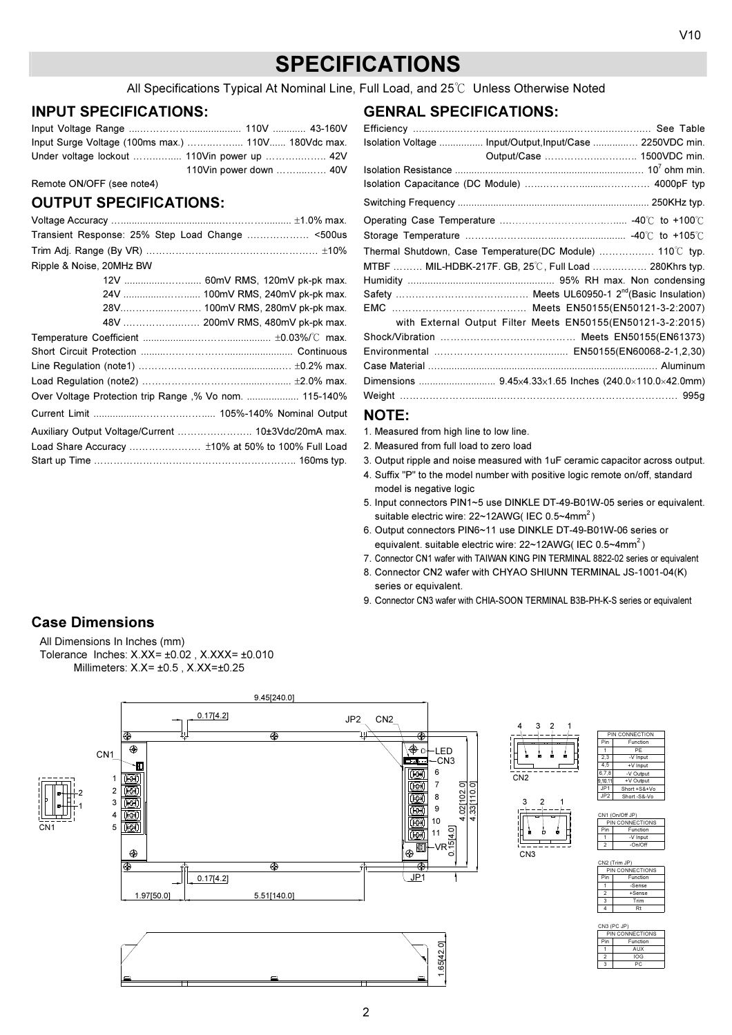# SPECIFICATIONS

All Specifications Typical At Nominal Line, Full Load, and 25℃ Unless Noted Otherwise Noted

## INPUT SPECIFICATIONS:

Input Voltage Range ...... 110V ...... 43-160V
Input Surge Voltage (100ms max.) ...... 110V...... 180Vdc max.
Under voltage lockout ...... 110Vin power up ...... 42V
110Vin power down ...... 40V
Remote ON/OFF (see note4)

## OUTPUT SPECIFICATIONS:

Voltage Accuracy ...... ±1.0% max.
Transient Response: 25% Step Load Change ...... <500us
Trim Adj. Range (By VR) ...... ±10%
Ripple & Noise, 20MHz BW
- 12V ...... 60mV RMS, 120mV pk-pk max.
- 24V ...... 100mV RMS, 240mV pk-pk max.
- 28V...... 100mV RMS, 280mV pk-pk max.
- 48V ...... 200mV RMS, 480mV pk-pk max.

Temperature Coefficient ...... ±0.03%/℃ max.
Short Circuit Protection ...... Continuous
Line Regulation (note1) ...... ±0.2% max.
Load Regulation (note2) ...... ±2.0% max.
Over Voltage Protection trip Range ,% Vo nom. ...... 115-140%
Current Limit ...... 105%-140% Nominal Output
Auxiliary Output Voltage/Current ...... 10±3Vdc/20mA max.
Load Share Accuracy ...... ±10% at 50% to 100% Full Load
Start up Time ...... 160ms typ.

## GENRAL SPECIFICATIONS:

Efficiency ...... See Table
Isolation Voltage ...... Input/Output,Input/Case ...... 2250VDC min.
Output/Case ...... 1500VDC min.
Isolation Resistance ...... $10^7$ ohm min.
Isolation Capacitance (DC Module) ...... 4000pF typ
Switching Frequency ...... 250KHz typ.
Operating Case Temperature ...... -40℃ to +100℃
Storage Temperature ...... -40℃ to +105℃
Thermal Shutdown, Case Temperature(DC Module) ...... 110℃ typ.
MTBF ...... MIL-HDBK-217F. GB, 25℃, Full Load ...... 280Khrs typ.
Humidity ...... 95% RH max. Non condensing
Safety ...... Meets UL60950-1 2nd(Basic Insulation)
EMC ...... Meets EN50155(EN50121-3-2:2007)
with External Output Filter Meets EN50155(EN50121-3-2:2015)
Shock/Vibration ...... Meets EN50155(EN61373)
Environmental ...... EN50155(EN60068-2-1,2,30)
Case Material ...... Aluminum
Dimensions ...... 9.45×4.33×1.65 Inches (240.0×110.0×42.0mm)
Weight ...... 995g

## NOTE:

1. Measured from high line to low line.
2. Measured from full load to zero load
3. Output ripple and noise measured with 1uF ceramic capacitor across output.
4. Suffix "P" to the model number with positive logic remote on/off, standard model is negative logic
5. Input connectors PIN1~5 use DINKLE DT-49-B01W-05 series or equivalent. suitable electric wire: 22~12AWG( IEC 0.5~4mm$^2$ )
6. Output connectors PIN6~11 use DINKLE DT-49-B01W-06 series or equivalent. suitable electric wire: 22~12AWG( IEC 0.5~4mm$^2$ )
7. Connector CN1 wafer with TAIWAN KING PIN TERMINAL 8822-02 series or equivalent
8. Connector CN2 wafer with CHYAO SHIUNN TERMINAL JS-1001-04(K) series or equivalent.
9. Connector CN3 wafer with CHIA-SOON TERMINAL B3B-PH-K-S series or equivalent

## Case Dimensions

All Dimensions In Inches (mm)
Tolerance Inches: X.XX= ±0.02 , X.XXX= ±0.010
Millimeters: X.X= ±0.5 , X.XX=±0.25

9.45[240.0]
0.17[4.2]
JP2 CN2
CN1
LED
CN3
1 2 3 4 5
6 7 8 9 10 11
VR
4.02[102.0]
4.33[110.0]
0.15[4.0]
0.17[4.2]
JP1
1.97[50.0]
5.51[140.0]
1.65[42.0]
CN1 2 1
CN2 4 3 2 1
CN3 3 2 1

| PIN CONNECTION | |
|---|---|
| Pin | Function |
| 1 | PE |
| 2,3 | -V Input |
| 4,5 | +V Input |
| 6,7,8 | -V Output |
| 9,10,11 | +V Output |
| JP1 | Short +S&+Vo |
| JP2 | Short -S&-Vo |

CN1 (On/Off JP)

| PIN CONNECTIONS | |
|---|---|
| Pin | Function |
| 1 | -V Input |
| 2 | -On/Off |

CN2 (Trim JP)

| PIN CONNECTIONS | |
|---|---|
| Pin | Function |
| 1 | -Sense |
| 2 | +Sense |
| 3 | Trim |
| 4 | Rt |

CN3 (PC JP)

| PIN CONNECTIONS | |
|---|---|
| Pin | Function |
| 1 | AUX |
| 2 | IOG |
| 3 | PC |